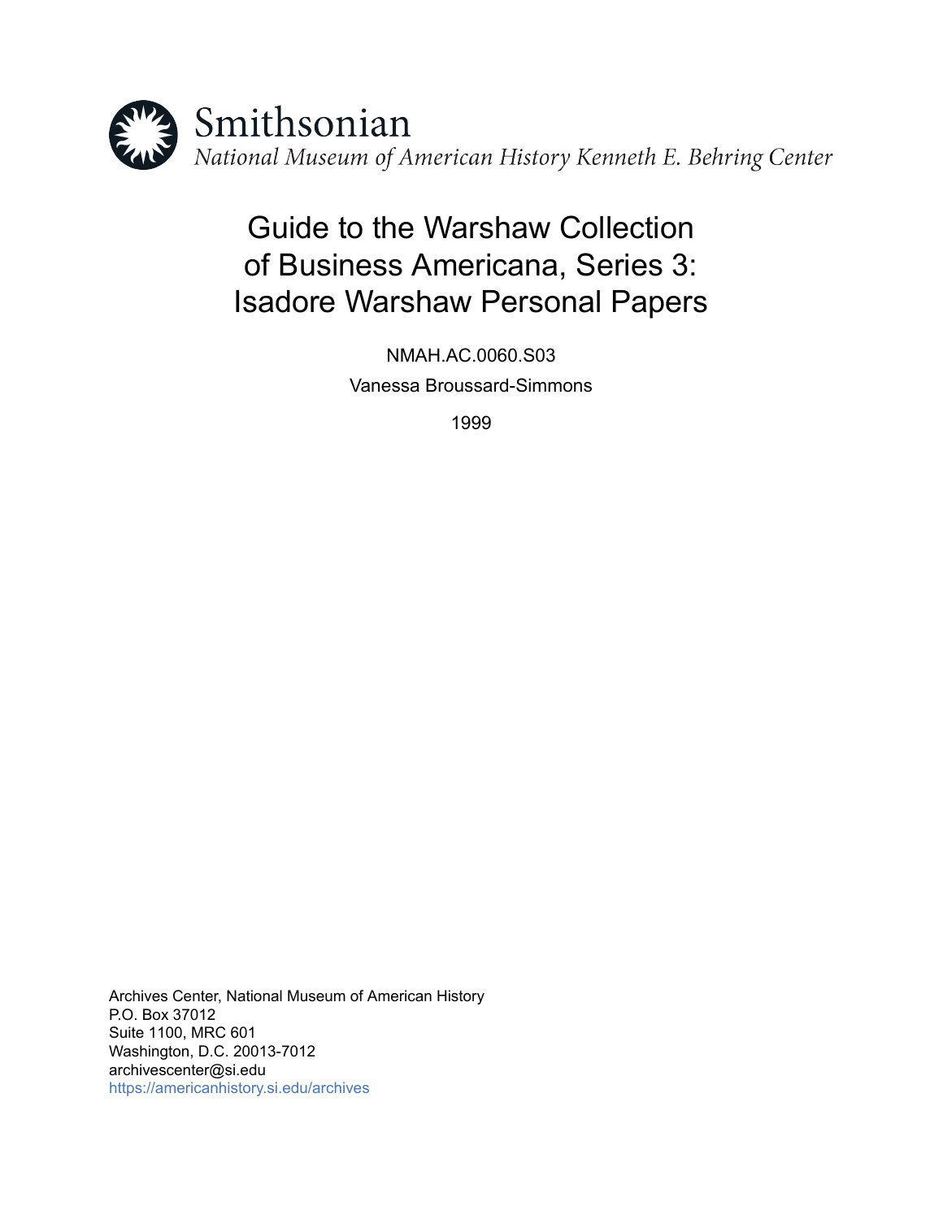Smithsonian

*National Museum of American History Kenneth E. Behring Center*

# Guide to the Warshaw Collection of Business Americana, Series 3: Isadore Warshaw Personal Papers

NMAH.AC.0060.S03

Vanessa Broussard-Simmons

1999

Archives Center, National Museum of American History
P.O. Box 37012
Suite 1100, MRC 601
Washington, D.C. 20013-7012
archivescenter@si.edu
https://americanhistory.si.edu/archives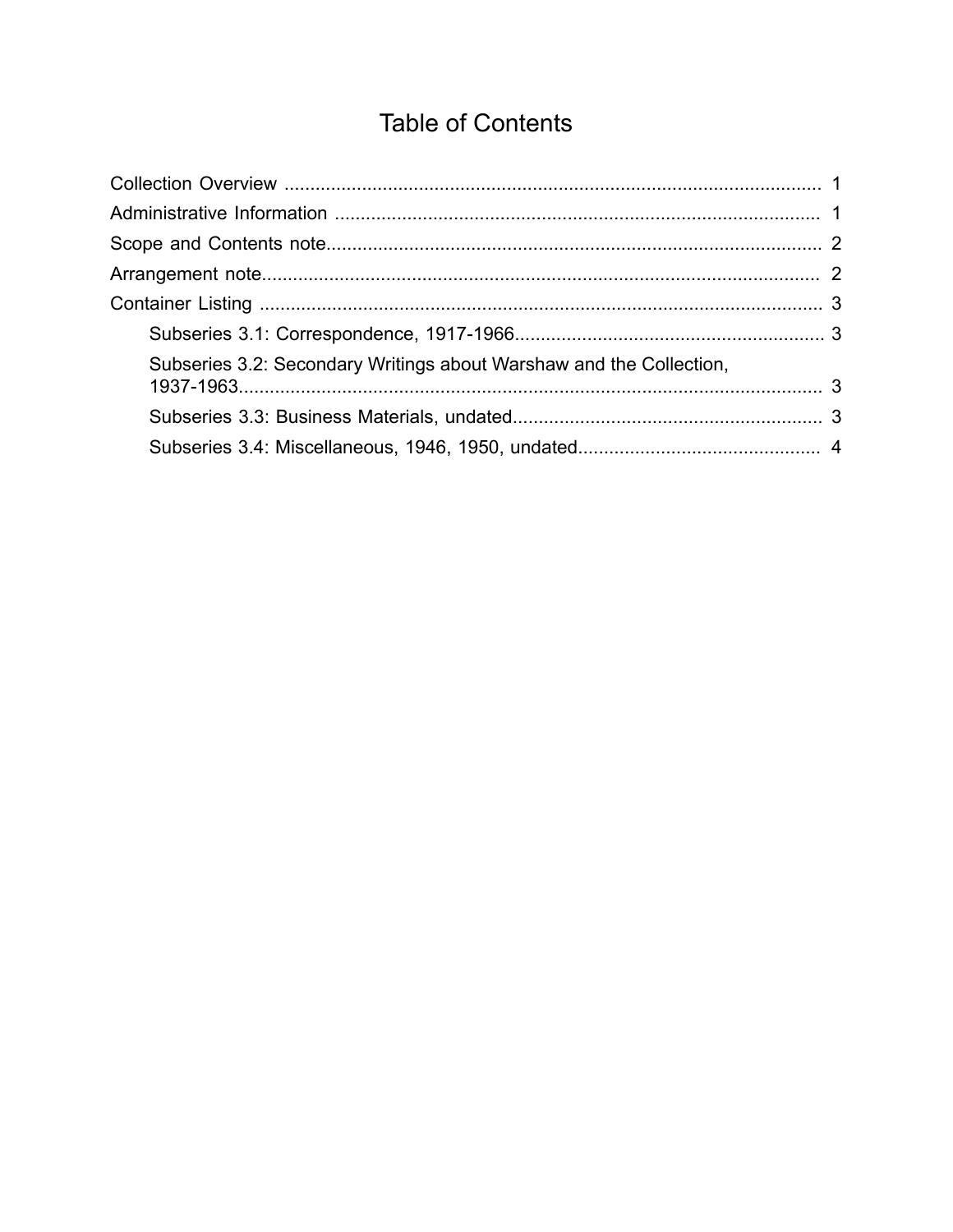# Table of Contents

- Collection Overview ........................................................................................................ 1
- Administrative Information .............................................................................................. 1
- Scope and Contents note................................................................................................. 2
- Arrangement note............................................................................................................ 2
- Container Listing ............................................................................................................. 3
    - Subseries 3.1: Correspondence, 1917-1966........................................................... 3
    - Subseries 3.2: Secondary Writings about Warshaw and the Collection, 1937-1963.................................................................................................. 3
    - Subseries 3.3: Business Materials, undated............................................................ 3
    - Subseries 3.4: Miscellaneous, 1946, 1950, undated............................................... 4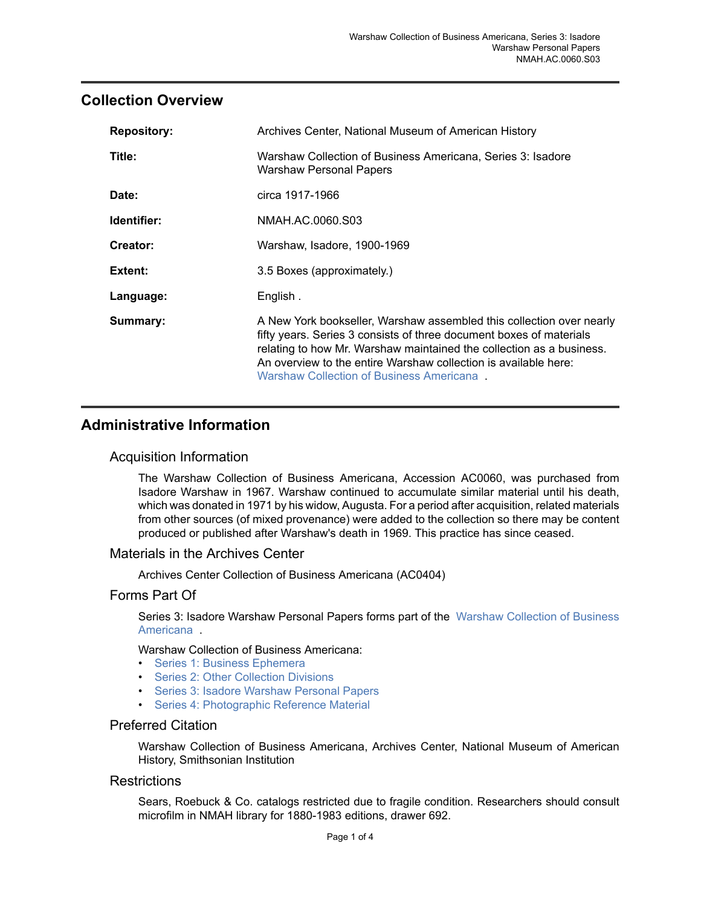## Collection Overview

| | |
|---|---|
| **Repository:** | Archives Center, National Museum of American History |
| **Title:** | Warshaw Collection of Business Americana, Series 3: Isadore Warshaw Personal Papers |
| **Date:** | circa 1917-1966 |
| **Identifier:** | NMAH.AC.0060.S03 |
| **Creator:** | Warshaw, Isadore, 1900-1969 |
| **Extent:** | 3.5 Boxes (approximately.) |
| **Language:** | English . |
| **Summary:** | A New York bookseller, Warshaw assembled this collection over nearly fifty years. Series 3 consists of three document boxes of materials relating to how Mr. Warshaw maintained the collection as a business. An overview to the entire Warshaw collection is available here: Warshaw Collection of Business Americana . |

## Administrative Information

### Acquisition Information

The Warshaw Collection of Business Americana, Accession AC0060, was purchased from Isadore Warshaw in 1967. Warshaw continued to accumulate similar material until his death, which was donated in 1971 by his widow, Augusta. For a period after acquisition, related materials from other sources (of mixed provenance) were added to the collection so there may be content produced or published after Warshaw's death in 1969. This practice has since ceased.

### Materials in the Archives Center

Archives Center Collection of Business Americana (AC0404)

### Forms Part Of

Series 3: Isadore Warshaw Personal Papers forms part of the Warshaw Collection of Business Americana .

Warshaw Collection of Business Americana:

- Series 1: Business Ephemera
- Series 2: Other Collection Divisions
- Series 3: Isadore Warshaw Personal Papers
- Series 4: Photographic Reference Material

### Preferred Citation

Warshaw Collection of Business Americana, Archives Center, National Museum of American History, Smithsonian Institution

### Restrictions

Sears, Roebuck & Co. catalogs restricted due to fragile condition. Researchers should consult microfilm in NMAH library for 1880-1983 editions, drawer 692.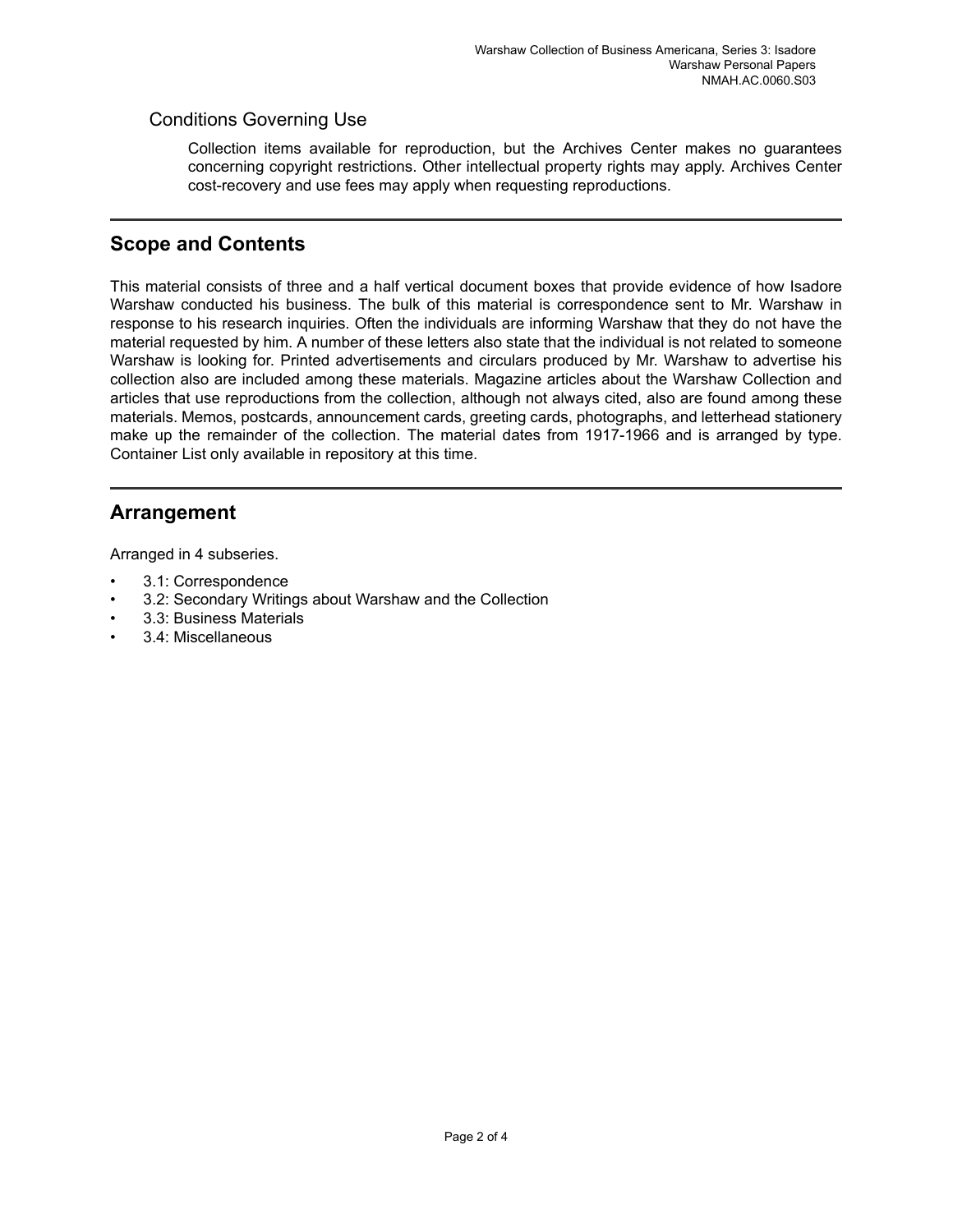### Conditions Governing Use

Collection items available for reproduction, but the Archives Center makes no guarantees concerning copyright restrictions. Other intellectual property rights may apply. Archives Center cost-recovery and use fees may apply when requesting reproductions.

## Scope and Contents

This material consists of three and a half vertical document boxes that provide evidence of how Isadore Warshaw conducted his business. The bulk of this material is correspondence sent to Mr. Warshaw in response to his research inquiries. Often the individuals are informing Warshaw that they do not have the material requested by him. A number of these letters also state that the individual is not related to someone Warshaw is looking for. Printed advertisements and circulars produced by Mr. Warshaw to advertise his collection also are included among these materials. Magazine articles about the Warshaw Collection and articles that use reproductions from the collection, although not always cited, also are found among these materials. Memos, postcards, announcement cards, greeting cards, photographs, and letterhead stationery make up the remainder of the collection. The material dates from 1917-1966 and is arranged by type. Container List only available in repository at this time.

## Arrangement

Arranged in 4 subseries.

- 3.1: Correspondence
- 3.2: Secondary Writings about Warshaw and the Collection
- 3.3: Business Materials
- 3.4: Miscellaneous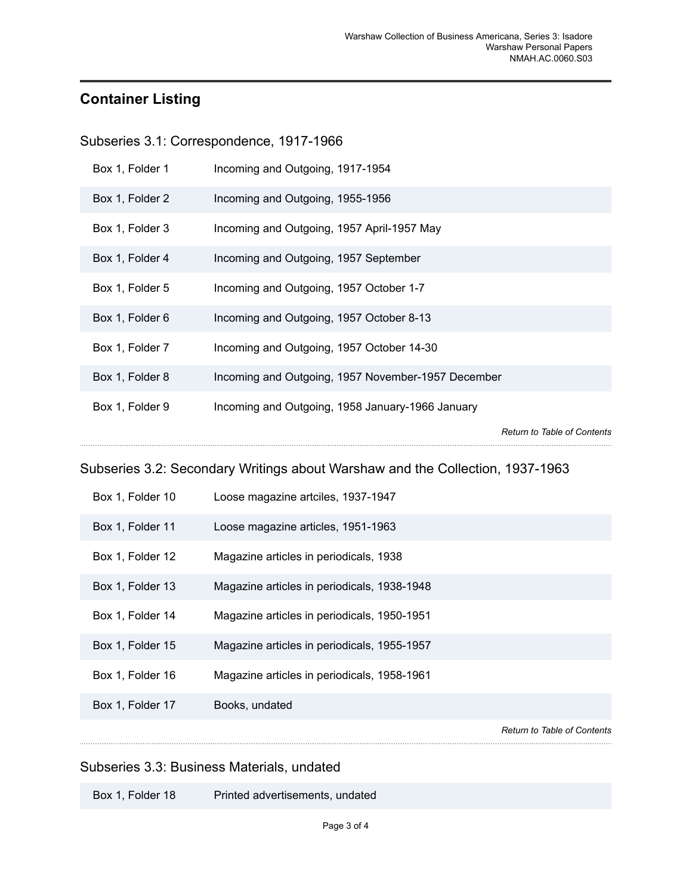## Container Listing

### Subseries 3.1: Correspondence, 1917-1966

| | |
|---|---|
| Box 1, Folder 1 | Incoming and Outgoing, 1917-1954 |
| Box 1, Folder 2 | Incoming and Outgoing, 1955-1956 |
| Box 1, Folder 3 | Incoming and Outgoing, 1957 April-1957 May |
| Box 1, Folder 4 | Incoming and Outgoing, 1957 September |
| Box 1, Folder 5 | Incoming and Outgoing, 1957 October 1-7 |
| Box 1, Folder 6 | Incoming and Outgoing, 1957 October 8-13 |
| Box 1, Folder 7 | Incoming and Outgoing, 1957 October 14-30 |
| Box 1, Folder 8 | Incoming and Outgoing, 1957 November-1957 December |
| Box 1, Folder 9 | Incoming and Outgoing, 1958 January-1966 January |

*Return to Table of Contents*

### Subseries 3.2: Secondary Writings about Warshaw and the Collection, 1937-1963

| | |
|---|---|
| Box 1, Folder 10 | Loose magazine artciles, 1937-1947 |
| Box 1, Folder 11 | Loose magazine articles, 1951-1963 |
| Box 1, Folder 12 | Magazine articles in periodicals, 1938 |
| Box 1, Folder 13 | Magazine articles in periodicals, 1938-1948 |
| Box 1, Folder 14 | Magazine articles in periodicals, 1950-1951 |
| Box 1, Folder 15 | Magazine articles in periodicals, 1955-1957 |
| Box 1, Folder 16 | Magazine articles in periodicals, 1958-1961 |
| Box 1, Folder 17 | Books, undated |

*Return to Table of Contents*

### Subseries 3.3: Business Materials, undated

| | |
|---|---|
| Box 1, Folder 18 | Printed advertisements, undated |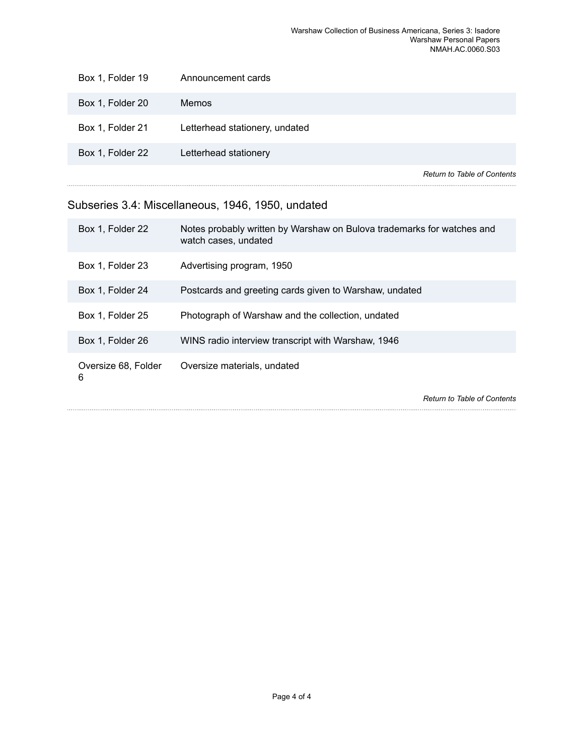| | |
|---|---|
| Box 1, Folder 19 | Announcement cards |
| Box 1, Folder 20 | Memos |
| Box 1, Folder 21 | Letterhead stationery, undated |
| Box 1, Folder 22 | Letterhead stationery |

*Return to Table of Contents*

## Subseries 3.4: Miscellaneous, 1946, 1950, undated

| | |
|---|---|
| Box 1, Folder 22 | Notes probably written by Warshaw on Bulova trademarks for watches and watch cases, undated |
| Box 1, Folder 23 | Advertising program, 1950 |
| Box 1, Folder 24 | Postcards and greeting cards given to Warshaw, undated |
| Box 1, Folder 25 | Photograph of Warshaw and the collection, undated |
| Box 1, Folder 26 | WINS radio interview transcript with Warshaw, 1946 |
| Oversize 68, Folder 6 | Oversize materials, undated |

*Return to Table of Contents*